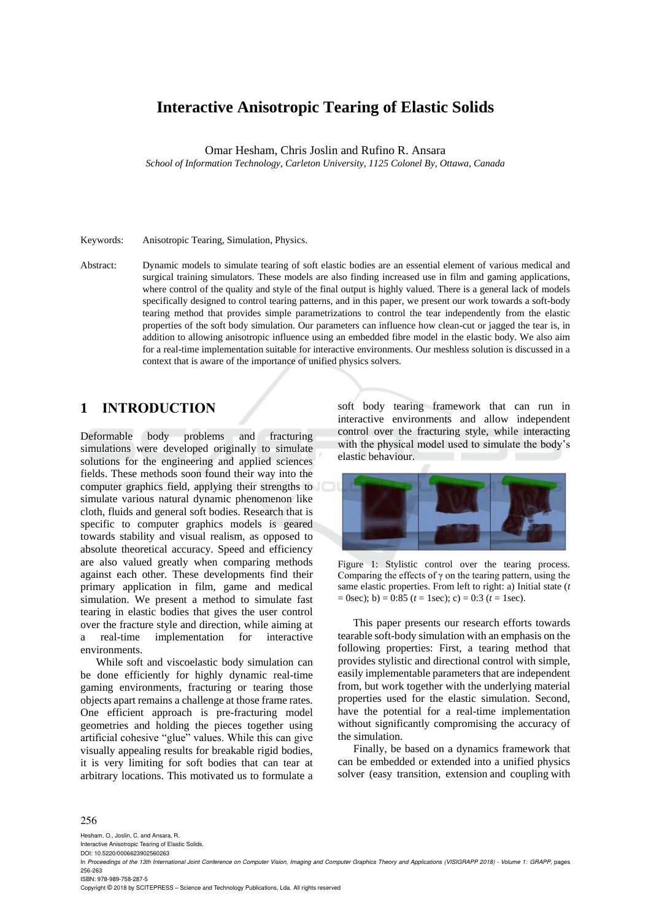# Interactive Anisotropic Tearing of Elastic Solids

Omar Hesham, Chris Joslin and Rufino R. Ansara

*School of Information Technology, Carleton University, 1125 Colonel By, Ottawa, Canada*

Keywords: Anisotropic Tearing, Simulation, Physics.

Abstract: Dynamic models to simulate tearing of soft elastic bodies are an essential element of various medical and surgical training simulators. These models are also finding increased use in film and gaming applications, where control of the quality and style of the final output is highly valued. There is a general lack of models specifically designed to control tearing patterns, and in this paper, we present our work towards a soft-body tearing method that provides simple parametrizations to control the tear independently from the elastic properties of the soft body simulation. Our parameters can influence how clean-cut or jagged the tear is, in addition to allowing anisotropic influence using an embedded fibre model in the elastic body. We also aim for a real-time implementation suitable for interactive environments. Our meshless solution is discussed in a context that is aware of the importance of unified physics solvers.

## 1 INTRODUCTION

Deformable body problems and fracturing simulations were developed originally to simulate solutions for the engineering and applied sciences fields. These methods soon found their way into the computer graphics field, applying their strengths to simulate various natural dynamic phenomenon like cloth, fluids and general soft bodies. Research that is specific to computer graphics models is geared towards stability and visual realism, as opposed to absolute theoretical accuracy. Speed and efficiency are also valued greatly when comparing methods against each other. These developments find their primary application in film, game and medical simulation. We present a method to simulate fast tearing in elastic bodies that gives the user control over the fracture style and direction, while aiming at a real-time implementation for interactive environments.

While soft and viscoelastic body simulation can be done efficiently for highly dynamic real-time gaming environments, fracturing or tearing those objects apart remains a challenge at those frame rates. One efficient approach is pre-fracturing model geometries and holding the pieces together using artificial cohesive "glue" values. While this can give visually appealing results for breakable rigid bodies, it is very limiting for soft bodies that can tear at arbitrary locations. This motivated us to formulate a soft body tearing framework that can run in interactive environments and allow independent control over the fracturing style, while interacting with the physical model used to simulate the body's elastic behaviour.

Figure 1: Stylistic control over the tearing process. Comparing the effects of $\gamma$ on the tearing pattern, using the same elastic properties. From left to right: a) Initial state ($t$ = 0sec); b) = 0:85 ($t$ = 1sec); c) = 0:3 ($t$ = 1sec).

This paper presents our research efforts towards tearable soft-body simulation with an emphasis on the following properties: First, a tearing method that provides stylistic and directional control with simple, easily implementable parameters that are independent from, but work together with the underlying material properties used for the elastic simulation. Second, have the potential for a real-time implementation without significantly compromising the accuracy of the simulation.

Finally, be based on a dynamics framework that can be embedded or extended into a unified physics solver (easy transition, extension and coupling with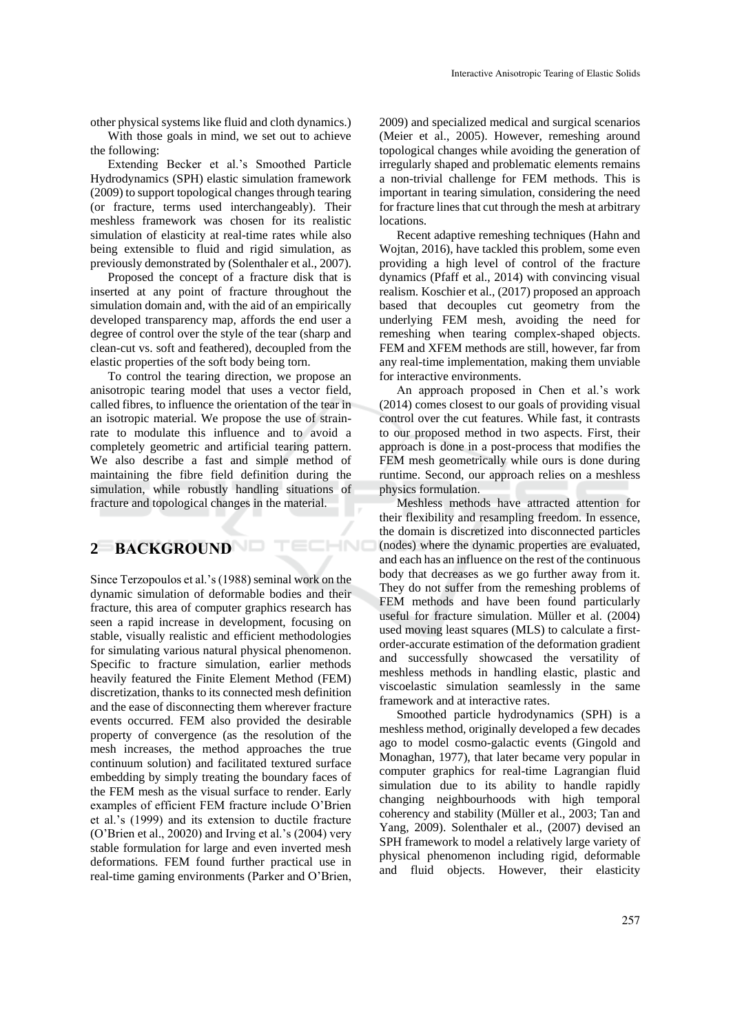other physical systems like fluid and cloth dynamics.)

With those goals in mind, we set out to achieve the following:

Extending Becker et al.'s Smoothed Particle Hydrodynamics (SPH) elastic simulation framework (2009) to support topological changes through tearing (or fracture, terms used interchangeably). Their meshless framework was chosen for its realistic simulation of elasticity at real-time rates while also being extensible to fluid and rigid simulation, as previously demonstrated by (Solenthaler et al., 2007).

Proposed the concept of a fracture disk that is inserted at any point of fracture throughout the simulation domain and, with the aid of an empirically developed transparency map, affords the end user a degree of control over the style of the tear (sharp and clean-cut vs. soft and feathered), decoupled from the elastic properties of the soft body being torn.

To control the tearing direction, we propose an anisotropic tearing model that uses a vector field, called fibres, to influence the orientation of the tear in an isotropic material. We propose the use of strain-rate to modulate this influence and to avoid a completely geometric and artificial tearing pattern. We also describe a fast and simple method of maintaining the fibre field definition during the simulation, while robustly handling situations of fracture and topological changes in the material.

## 2 BACKGROUND

Since Terzopoulos et al.'s (1988) seminal work on the dynamic simulation of deformable bodies and their fracture, this area of computer graphics research has seen a rapid increase in development, focusing on stable, visually realistic and efficient methodologies for simulating various natural physical phenomenon. Specific to fracture simulation, earlier methods heavily featured the Finite Element Method (FEM) discretization, thanks to its connected mesh definition and the ease of disconnecting them wherever fracture events occurred. FEM also provided the desirable property of convergence (as the resolution of the mesh increases, the method approaches the true continuum solution) and facilitated textured surface embedding by simply treating the boundary faces of the FEM mesh as the visual surface to render. Early examples of efficient FEM fracture include O'Brien et al.'s (1999) and its extension to ductile fracture (O'Brien et al., 20020) and Irving et al.'s (2004) very stable formulation for large and even inverted mesh deformations. FEM found further practical use in real-time gaming environments (Parker and O'Brien, 2009) and specialized medical and surgical scenarios (Meier et al., 2005). However, remeshing around topological changes while avoiding the generation of irregularly shaped and problematic elements remains a non-trivial challenge for FEM methods. This is important in tearing simulation, considering the need for fracture lines that cut through the mesh at arbitrary locations.

Recent adaptive remeshing techniques (Hahn and Wojtan, 2016), have tackled this problem, some even providing a high level of control of the fracture dynamics (Pfaff et al., 2014) with convincing visual realism. Koschier et al., (2017) proposed an approach based that decouples cut geometry from the underlying FEM mesh, avoiding the need for remeshing when tearing complex-shaped objects. FEM and XFEM methods are still, however, far from any real-time implementation, making them unviable for interactive environments.

An approach proposed in Chen et al.'s work (2014) comes closest to our goals of providing visual control over the cut features. While fast, it contrasts to our proposed method in two aspects. First, their approach is done in a post-process that modifies the FEM mesh geometrically while ours is done during runtime. Second, our approach relies on a meshless physics formulation.

Meshless methods have attracted attention for their flexibility and resampling freedom. In essence, the domain is discretized into disconnected particles (nodes) where the dynamic properties are evaluated, and each has an influence on the rest of the continuous body that decreases as we go further away from it. They do not suffer from the remeshing problems of FEM methods and have been found particularly useful for fracture simulation. Müller et al. (2004) used moving least squares (MLS) to calculate a first-order-accurate estimation of the deformation gradient and successfully showcased the versatility of meshless methods in handling elastic, plastic and viscoelastic simulation seamlessly in the same framework and at interactive rates.

Smoothed particle hydrodynamics (SPH) is a meshless method, originally developed a few decades ago to model cosmo-galactic events (Gingold and Monaghan, 1977), that later became very popular in computer graphics for real-time Lagrangian fluid simulation due to its ability to handle rapidly changing neighbourhoods with high temporal coherency and stability (Müller et al., 2003; Tan and Yang, 2009). Solenthaler et al., (2007) devised an SPH framework to model a relatively large variety of physical phenomenon including rigid, deformable and fluid objects. However, their elasticity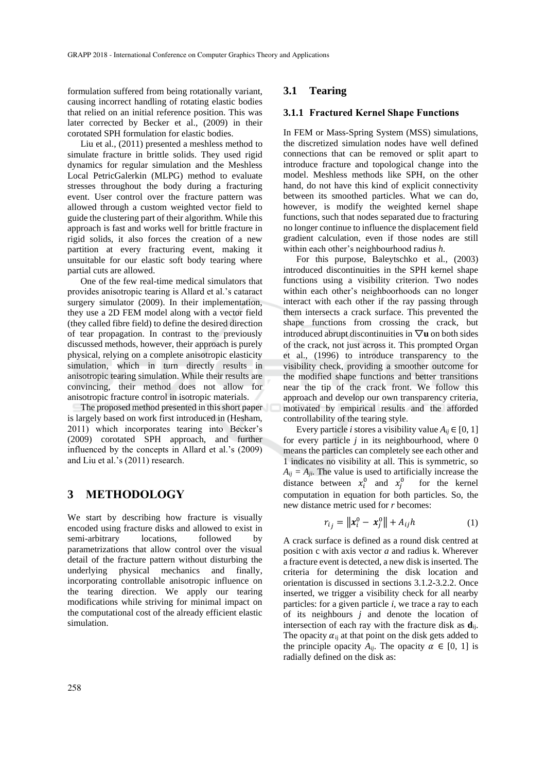formulation suffered from being rotationally variant, causing incorrect handling of rotating elastic bodies that relied on an initial reference position. This was later corrected by Becker et al., (2009) in their corotated SPH formulation for elastic bodies.

Liu et al., (2011) presented a meshless method to simulate fracture in brittle solids. They used rigid dynamics for regular simulation and the Meshless Local PetricGalerkin (MLPG) method to evaluate stresses throughout the body during a fracturing event. User control over the fracture pattern was allowed through a custom weighted vector field to guide the clustering part of their algorithm. While this approach is fast and works well for brittle fracture in rigid solids, it also forces the creation of a new partition at every fracturing event, making it unsuitable for our elastic soft body tearing where partial cuts are allowed.

One of the few real-time medical simulators that provides anisotropic tearing is Allard et al.'s cataract surgery simulator (2009). In their implementation, they use a 2D FEM model along with a vector field (they called fibre field) to define the desired direction of tear propagation. In contrast to the previously discussed methods, however, their approach is purely physical, relying on a complete anisotropic elasticity simulation, which in turn directly results in anisotropic tearing simulation. While their results are convincing, their method does not allow for anisotropic fracture control in isotropic materials.

The proposed method presented in this short paper is largely based on work first introduced in (Hesham, 2011) which incorporates tearing into Becker's (2009) corotated SPH approach, and further influenced by the concepts in Allard et al.'s (2009) and Liu et al.'s (2011) research.

# 3 METHODOLOGY

We start by describing how fracture is visually encoded using fracture disks and allowed to exist in semi-arbitrary locations, followed by parametrizations that allow control over the visual detail of the fracture pattern without disturbing the underlying physical mechanics and finally, incorporating controllable anisotropic influence on the tearing direction. We apply our tearing modifications while striving for minimal impact on the computational cost of the already efficient elastic simulation.

## 3.1 Tearing

### 3.1.1 Fractured Kernel Shape Functions

In FEM or Mass-Spring System (MSS) simulations, the discretized simulation nodes have well defined connections that can be removed or split apart to introduce fracture and topological change into the model. Meshless methods like SPH, on the other hand, do not have this kind of explicit connectivity between its smoothed particles. What we can do, however, is modify the weighted kernel shape functions, such that nodes separated due to fracturing no longer continue to influence the displacement field gradient calculation, even if those nodes are still within each other's neighbourhood radius $h$.

For this purpose, Baleytschko et al., (2003) introduced discontinuities in the SPH kernel shape functions using a visibility criterion. Two nodes within each other's neighboorhoods can no longer interact with each other if the ray passing through them intersects a crack surface. This prevented the shape functions from crossing the crack, but introduced abrupt discontinuities in $\nabla\mathbf{u}$ on both sides of the crack, not just across it. This prompted Organ et al., (1996) to introduce transparency to the visibility check, providing a smoother outcome for the modified shape functions and better transitions near the tip of the crack front. We follow this approach and develop our own transparency criteria, motivated by empirical results and the afforded controllability of the tearing style.

Every particle $i$ stores a visibility value $A_{ij} \in [0, 1]$ for every particle $j$ in its neighbourhood, where 0 means the particles can completely see each other and 1 indicates no visibility at all. This is symmetric, so $A_{ij} = A_{ji}$. The value is used to artificially increase the distance between $x_i^0$ and $x_j^0$ for the kernel computation in equation for both particles. So, the new distance metric used for $r$ becomes:

$$r_{ij} = \left\| \mathbf{x}_i^0 - \mathbf{x}_j^0 \right\| + A_{ij} h \tag{1}$$

A crack surface is defined as a round disk centred at position c with axis vector $a$ and radius k. Wherever a fracture event is detected, a new disk is inserted. The criteria for determining the disk location and orientation is discussed in sections 3.1.2-3.2.2. Once inserted, we trigger a visibility check for all nearby particles: for a given particle $i$, we trace a ray to each of its neighbours $j$ and denote the location of intersection of each ray with the fracture disk as $\mathbf{d}_{ij}$. The opacity $\alpha_{ij}$ at that point on the disk gets added to the principle opacity $A_{ij}$. The opacity $\alpha \in [0, 1]$ is radially defined on the disk as: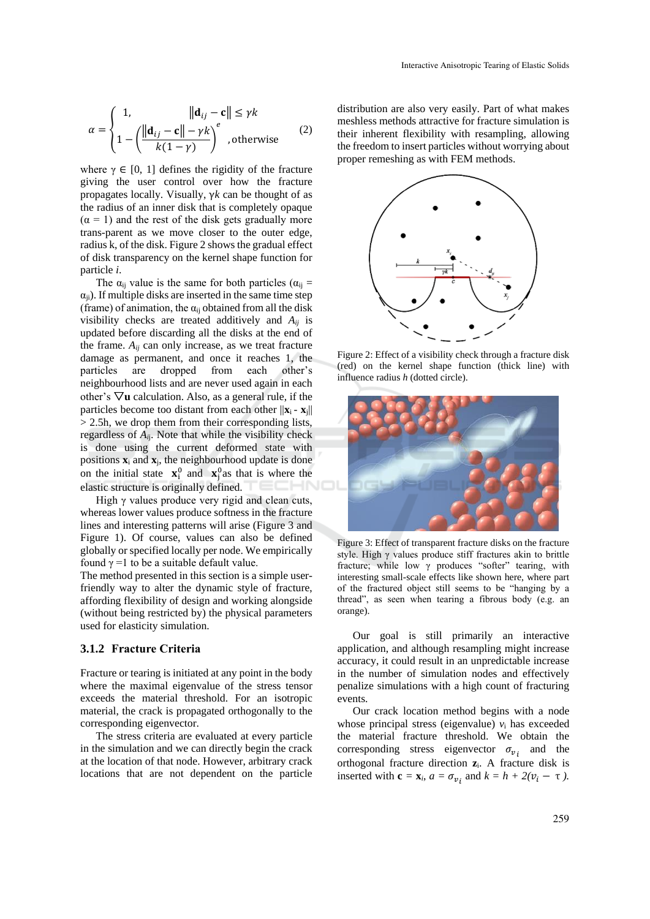$$\alpha = \begin{cases} 1, & \left\|\mathbf{d}_{ij} - \mathbf{c}\right\| \leq \gamma k \\ 1 - \left(\dfrac{\left\|\mathbf{d}_{ij} - \mathbf{c}\right\| - \gamma k}{k(1-\gamma)}\right)^{e} & \text{,otherwise} \end{cases} \quad (2)$$

where $\gamma \in [0, 1]$ defines the rigidity of the fracture giving the user control over how the fracture propagates locally. Visually, $\gamma k$ can be thought of as the radius of an inner disk that is completely opaque ($\alpha = 1$) and the rest of the disk gets gradually more trans-parent as we move closer to the outer edge, radius k, of the disk. Figure 2 shows the gradual effect of disk transparency on the kernel shape function for particle *i*.

The $\alpha_{ij}$ value is the same for both particles ($\alpha_{ij} = \alpha_{ji}$). If multiple disks are inserted in the same time step (frame) of animation, the $\alpha_{ij}$ obtained from all the disk visibility checks are treated additively and $A_{ij}$ is updated before discarding all the disks at the end of the frame. $A_{ij}$ can only increase, as we treat fracture damage as permanent, and once it reaches 1, the particles are dropped from each other's neighbourhood lists and are never used again in each other's $\nabla\mathbf{u}$ calculation. Also, as a general rule, if the particles become too distant from each other $\|\mathbf{x}_i - \mathbf{x}_j\| > 2.5h$, we drop them from their corresponding lists, regardless of $A_{ij}$. Note that while the visibility check is done using the current deformed state with positions $\mathbf{x}_i$ and $\mathbf{x}_j$, the neighbourhood update is done on the initial state $\mathbf{x}_i^0$ and $\mathbf{x}_j^0$ as that is where the elastic structure is originally defined.

High $\gamma$ values produce very rigid and clean cuts, whereas lower values produce softness in the fracture lines and interesting patterns will arise (Figure 3 and Figure 1). Of course, values can also be defined globally or specified locally per node. We empirically found $\gamma = 1$ to be a suitable default value.

The method presented in this section is a simple user-friendly way to alter the dynamic style of fracture, affording flexibility of design and working alongside (without being restricted by) the physical parameters used for elasticity simulation.

### 3.1.2 Fracture Criteria

Fracture or tearing is initiated at any point in the body where the maximal eigenvalue of the stress tensor exceeds the material threshold. For an isotropic material, the crack is propagated orthogonally to the corresponding eigenvector.

The stress criteria are evaluated at every particle in the simulation and we can directly begin the crack at the location of that node. However, arbitrary crack locations that are not dependent on the particle distribution are also very easily. Part of what makes meshless methods attractive for fracture simulation is their inherent flexibility with resampling, allowing the freedom to insert particles without worrying about proper remeshing as with FEM methods.

Figure 2: Effect of a visibility check through a fracture disk (red) on the kernel shape function (thick line) with influence radius *h* (dotted circle).

Figure 3: Effect of transparent fracture disks on the fracture style. High $\gamma$ values produce stiff fractures akin to brittle fracture; while low $\gamma$ produces "softer" tearing, with interesting small-scale effects like shown here, where part of the fractured object still seems to be "hanging by a thread", as seen when tearing a fibrous body (e.g. an orange).

Our goal is still primarily an interactive application, and although resampling might increase accuracy, it could result in an unpredictable increase in the number of simulation nodes and effectively penalize simulations with a high count of fracturing events.

Our crack location method begins with a node whose principal stress (eigenvalue) $v_i$ has exceeded the material fracture threshold. We obtain the corresponding stress eigenvector $\sigma_{v_i}$ and the orthogonal fracture direction $\mathbf{z}_i$. A fracture disk is inserted with $\mathbf{c} = \mathbf{x}_i$, $a = \sigma_{v_i}$ and $k = h + 2(v_i - \tau)$.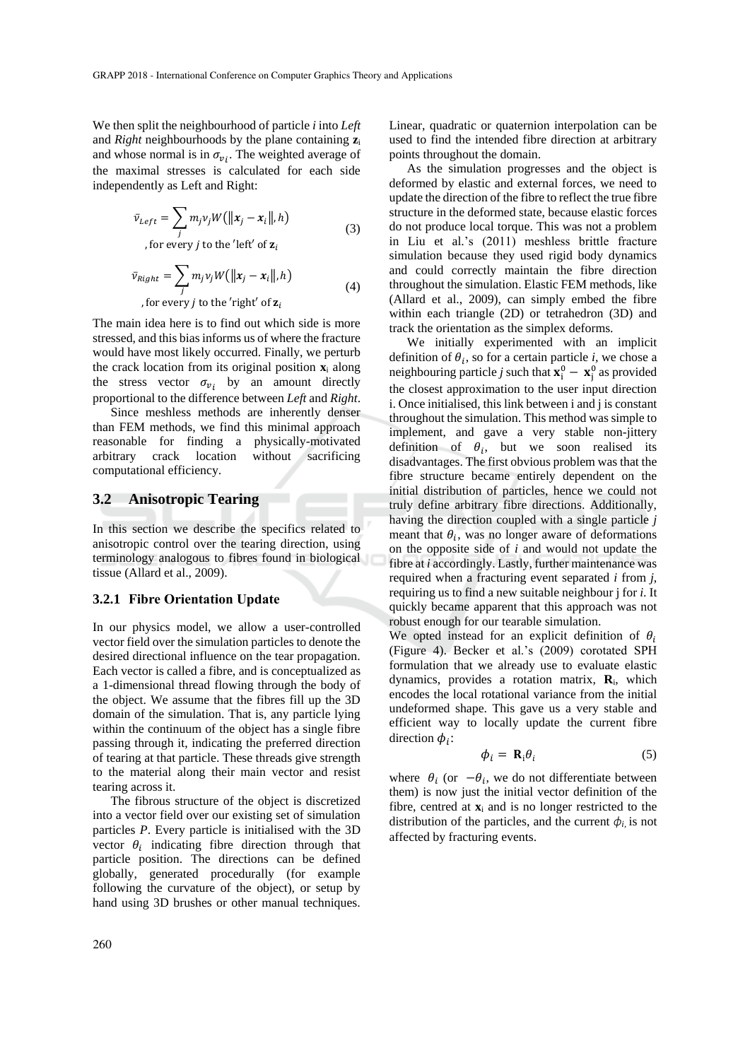We then split the neighbourhood of particle *i* into *Left* and *Right* neighbourhoods by the plane containing $\mathbf{z}_i$ and whose normal is in $\sigma_{v_i}$. The weighted average of the maximal stresses is calculated for each side independently as Left and Right:

$$\bar{v}_{Left} = \sum_j m_j v_j W(\|\boldsymbol{x}_j - \boldsymbol{x}_i\|, h) \quad \text{, for every } j \text{ to the 'left' of } \mathbf{z}_i \tag{3}$$

$$\bar{v}_{Right} = \sum_j m_j v_j W(\|\boldsymbol{x}_j - \boldsymbol{x}_i\|, h) \quad \text{, for every } j \text{ to the 'right' of } \mathbf{z}_i \tag{4}$$

The main idea here is to find out which side is more stressed, and this bias informs us of where the fracture would have most likely occurred. Finally, we perturb the crack location from its original position $\mathbf{x}_i$ along the stress vector $\sigma_{v_i}$ by an amount directly proportional to the difference between *Left* and *Right*.

Since meshless methods are inherently denser than FEM methods, we find this minimal approach reasonable for finding a physically-motivated arbitrary crack location without sacrificing computational efficiency.

## 3.2 Anisotropic Tearing

In this section we describe the specifics related to anisotropic control over the tearing direction, using terminology analogous to fibres found in biological tissue (Allard et al., 2009).

### 3.2.1 Fibre Orientation Update

In our physics model, we allow a user-controlled vector field over the simulation particles to denote the desired directional influence on the tear propagation. Each vector is called a fibre, and is conceptualized as a 1-dimensional thread flowing through the body of the object. We assume that the fibres fill up the 3D domain of the simulation. That is, any particle lying within the continuum of the object has a single fibre passing through it, indicating the preferred direction of tearing at that particle. These threads give strength to the material along their main vector and resist tearing across it.

The fibrous structure of the object is discretized into a vector field over our existing set of simulation particles *P*. Every particle is initialised with the 3D vector $\theta_i$ indicating fibre direction through that particle position. The directions can be defined globally, generated procedurally (for example following the curvature of the object), or setup by hand using 3D brushes or other manual techniques. Linear, quadratic or quaternion interpolation can be used to find the intended fibre direction at arbitrary points throughout the domain.

As the simulation progresses and the object is deformed by elastic and external forces, we need to update the direction of the fibre to reflect the true fibre structure in the deformed state, because elastic forces do not produce local torque. This was not a problem in Liu et al.'s (2011) meshless brittle fracture simulation because they used rigid body dynamics and could correctly maintain the fibre direction throughout the simulation. Elastic FEM methods, like (Allard et al., 2009), can simply embed the fibre within each triangle (2D) or tetrahedron (3D) and track the orientation as the simplex deforms.

We initially experimented with an implicit definition of $\theta_i$, so for a certain particle *i*, we chose a neighbouring particle *j* such that $\mathbf{x}_i^0 - \mathbf{x}_j^0$ as provided the closest approximation to the user input direction i. Once initialised, this link between i and j is constant throughout the simulation. This method was simple to implement, and gave a very stable non-jittery definition of $\theta_i$, but we soon realised its disadvantages. The first obvious problem was that the fibre structure became entirely dependent on the initial distribution of particles, hence we could not truly define arbitrary fibre directions. Additionally, having the direction coupled with a single particle *j* meant that $\theta_i$, was no longer aware of deformations on the opposite side of *i* and would not update the fibre at *i* accordingly. Lastly, further maintenance was required when a fracturing event separated *i* from *j*, requiring us to find a new suitable neighbour j for *i*. It quickly became apparent that this approach was not robust enough for our tearable simulation.

We opted instead for an explicit definition of $\theta_i$ (Figure 4). Becker et al.'s (2009) corotated SPH formulation that we already use to evaluate elastic dynamics, provides a rotation matrix, $\mathbf{R}_i$, which encodes the local rotational variance from the initial undeformed shape. This gave us a very stable and efficient way to locally update the current fibre direction $\phi_i$:

$$\phi_i = \mathbf{R}_i \theta_i \tag{5}$$

where $\theta_i$ (or $-\theta_i$, we do not differentiate between them) is now just the initial vector definition of the fibre, centred at $\mathbf{x}_i$ and is no longer restricted to the distribution of the particles, and the current $\phi_i$ is not affected by fracturing events.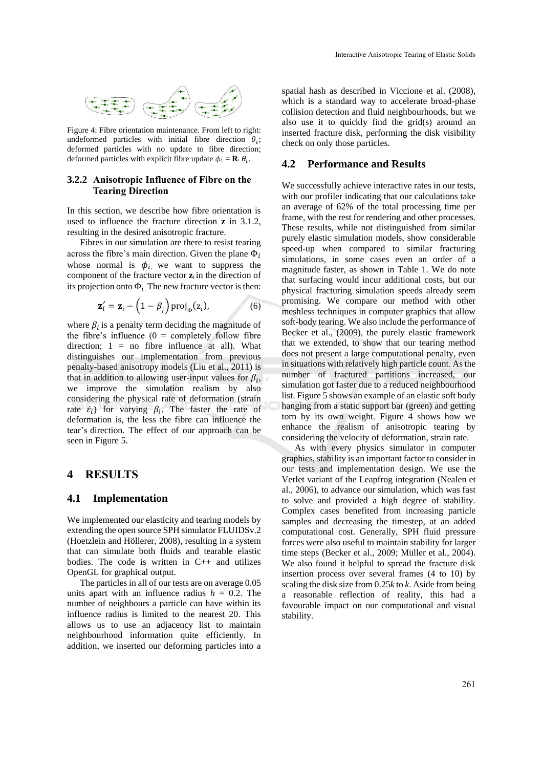Figure 4: Fibre orientation maintenance. From left to right: undeformed particles with initial fibre direction $\theta_i$; deformed particles with no update to fibre direction; deformed particles with explicit fibre update $\phi_i = \mathbf{R}_i \theta_i$.

#### 3.2.2 Anisotropic Influence of Fibre on the Tearing Direction

In this section, we describe how fibre orientation is used to influence the fracture direction $\mathbf{z}$ in 3.1.2, resulting in the desired anisotropic fracture.

Fibres in our simulation are there to resist tearing across the fibre's main direction. Given the plane $\Phi_i$ whose normal is $\phi_i$, we want to suppress the component of the fracture vector $\mathbf{z}_i$ in the direction of its projection onto $\Phi_i$. The new fracture vector is then:

$$\mathbf{z}_i' = \mathbf{z}_i - \left(1 - \beta_j\right) \mathrm{proj}_{\Phi}(\mathrm{z}_i), \tag{6}$$

where $\beta_i$ is a penalty term deciding the magnitude of the fibre's influence (0 = completely follow fibre direction; 1 = no fibre influence at all). What distinguishes our implementation from previous penalty-based anisotropy models (Liu et al., 2011) is that in addition to allowing user-input values for $\beta_i$, we improve the simulation realism by also considering the physical rate of deformation (strain rate $\dot{\varepsilon}_i$) for varying $\beta_i$. The faster the rate of deformation is, the less the fibre can influence the tear's direction. The effect of our approach can be seen in Figure 5.

## 4 RESULTS

### 4.1 Implementation

We implemented our elasticity and tearing models by extending the open source SPH simulator FLUIDSv.2 (Hoetzlein and Höllerer, 2008), resulting in a system that can simulate both fluids and tearable elastic bodies. The code is written in C++ and utilizes OpenGL for graphical output.

The particles in all of our tests are on average 0.05 units apart with an influence radius $h$ = 0.2. The number of neighbours a particle can have within its influence radius is limited to the nearest 20. This allows us to use an adjacency list to maintain neighbourhood information quite efficiently. In addition, we inserted our deforming particles into a spatial hash as described in Viccione et al. (2008), which is a standard way to accelerate broad-phase collision detection and fluid neighbourhoods, but we also use it to quickly find the grid(s) around an inserted fracture disk, performing the disk visibility check on only those particles.

### 4.2 Performance and Results

We successfully achieve interactive rates in our tests, with our profiler indicating that our calculations take an average of 62% of the total processing time per frame, with the rest for rendering and other processes. These results, while not distinguished from similar purely elastic simulation models, show considerable speed-up when compared to similar fracturing simulations, in some cases even an order of a magnitude faster, as shown in Table 1. We do note that surfacing would incur additional costs, but our physical fracturing simulation speeds already seem promising. We compare our method with other meshless techniques in computer graphics that allow soft-body tearing. We also include the performance of Becker et al., (2009), the purely elastic framework that we extended, to show that our tearing method does not present a large computational penalty, even in situations with relatively high particle count. As the number of fractured partitions increased, our simulation got faster due to a reduced neighbourhood list. Figure 5 shows an example of an elastic soft body hanging from a static support bar (green) and getting torn by its own weight. Figure 4 shows how we enhance the realism of anisotropic tearing by considering the velocity of deformation, strain rate.

As with every physics simulator in computer graphics, stability is an important factor to consider in our tests and implementation design. We use the Verlet variant of the Leapfrog integration (Nealen et al., 2006), to advance our simulation, which was fast to solve and provided a high degree of stability. Complex cases benefited from increasing particle samples and decreasing the timestep, at an added computational cost. Generally, SPH fluid pressure forces were also useful to maintain stability for larger time steps (Becker et al., 2009; Müller et al., 2004). We also found it helpful to spread the fracture disk insertion process over several frames (4 to 10) by scaling the disk size from 0.25$k$ to $k$. Aside from being a reasonable reflection of reality, this had a favourable impact on our computational and visual stability.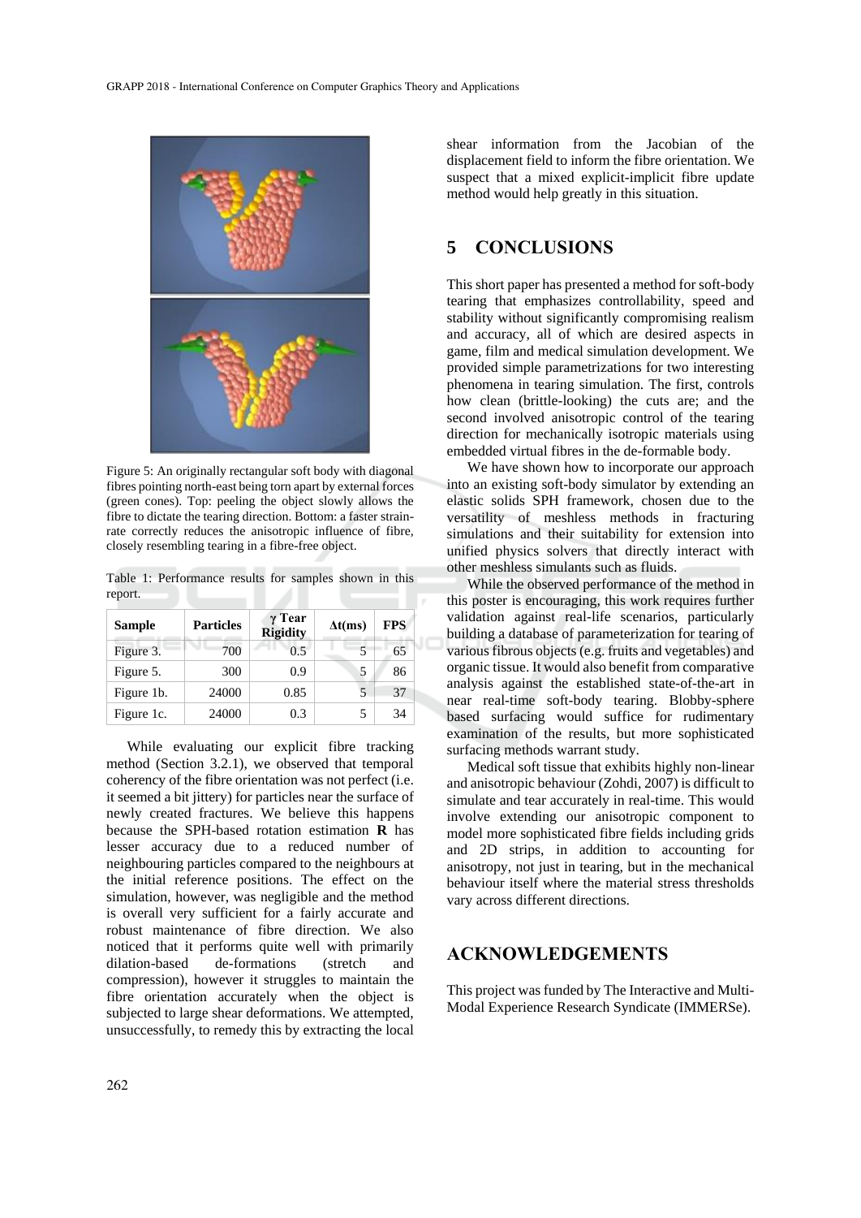Figure 5: An originally rectangular soft body with diagonal fibres pointing north-east being torn apart by external forces (green cones). Top: peeling the object slowly allows the fibre to dictate the tearing direction. Bottom: a faster strain-rate correctly reduces the anisotropic influence of fibre, closely resembling tearing in a fibre-free object.

Table 1: Performance results for samples shown in this report.

| Sample | Particles | $\gamma$ Tear Rigidity | $\Delta t$(ms) | FPS |
|---|---|---|---|---|
| Figure 3. | 700 | 0.5 | 5 | 65 |
| Figure 5. | 300 | 0.9 | 5 | 86 |
| Figure 1b. | 24000 | 0.85 | 5 | 37 |
| Figure 1c. | 24000 | 0.3 | 5 | 34 |

While evaluating our explicit fibre tracking method (Section 3.2.1), we observed that temporal coherency of the fibre orientation was not perfect (i.e. it seemed a bit jittery) for particles near the surface of newly created fractures. We believe this happens because the SPH-based rotation estimation **R** has lesser accuracy due to a reduced number of neighbouring particles compared to the neighbours at the initial reference positions. The effect on the simulation, however, was negligible and the method is overall very sufficient for a fairly accurate and robust maintenance of fibre direction. We also noticed that it performs quite well with primarily dilation-based de-formations (stretch and compression), however it struggles to maintain the fibre orientation accurately when the object is subjected to large shear deformations. We attempted, unsuccessfully, to remedy this by extracting the local shear information from the Jacobian of the displacement field to inform the fibre orientation. We suspect that a mixed explicit-implicit fibre update method would help greatly in this situation.

## 5 CONCLUSIONS

This short paper has presented a method for soft-body tearing that emphasizes controllability, speed and stability without significantly compromising realism and accuracy, all of which are desired aspects in game, film and medical simulation development. We provided simple parametrizations for two interesting phenomena in tearing simulation. The first, controls how clean (brittle-looking) the cuts are; and the second involved anisotropic control of the tearing direction for mechanically isotropic materials using embedded virtual fibres in the de-formable body.

We have shown how to incorporate our approach into an existing soft-body simulator by extending an elastic solids SPH framework, chosen due to the versatility of meshless methods in fracturing simulations and their suitability for extension into unified physics solvers that directly interact with other meshless simulants such as fluids.

While the observed performance of the method in this poster is encouraging, this work requires further validation against real-life scenarios, particularly building a database of parameterization for tearing of various fibrous objects (e.g. fruits and vegetables) and organic tissue. It would also benefit from comparative analysis against the established state-of-the-art in near real-time soft-body tearing. Blobby-sphere based surfacing would suffice for rudimentary examination of the results, but more sophisticated surfacing methods warrant study.

Medical soft tissue that exhibits highly non-linear and anisotropic behaviour (Zohdi, 2007) is difficult to simulate and tear accurately in real-time. This would involve extending our anisotropic component to model more sophisticated fibre fields including grids and 2D strips, in addition to accounting for anisotropy, not just in tearing, but in the mechanical behaviour itself where the material stress thresholds vary across different directions.

## ACKNOWLEDGEMENTS

This project was funded by The Interactive and Multi-Modal Experience Research Syndicate (IMMERSe).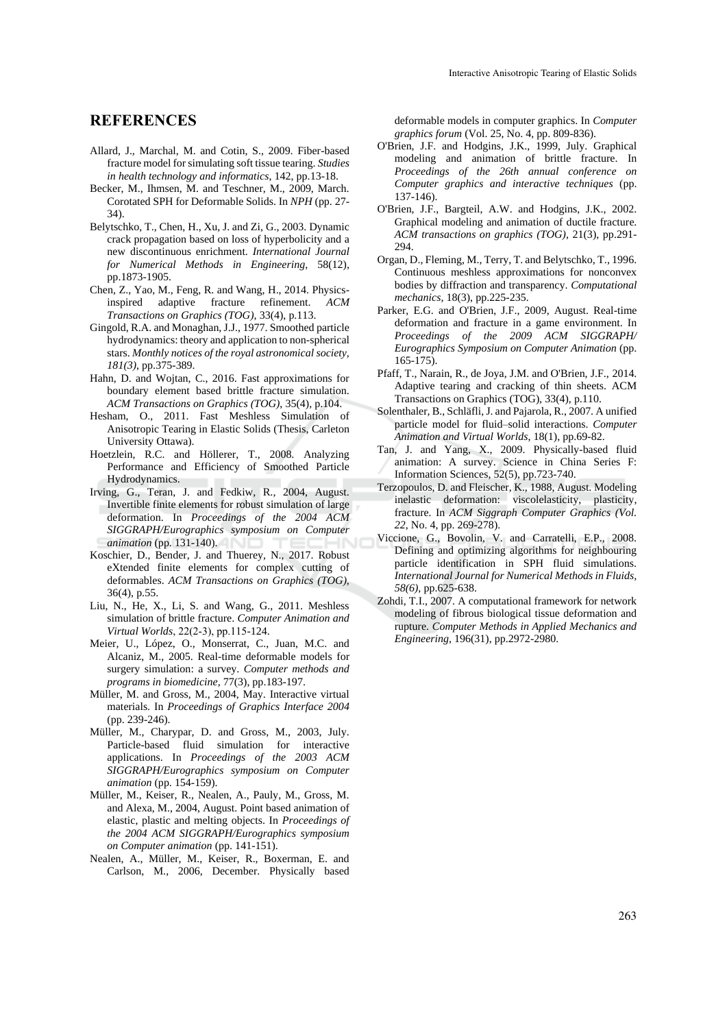## REFERENCES

Allard, J., Marchal, M. and Cotin, S., 2009. Fiber-based fracture model for simulating soft tissue tearing. *Studies in health technology and informatics*, 142, pp.13-18.

Becker, M., Ihmsen, M. and Teschner, M., 2009, March. Corotated SPH for Deformable Solids. In *NPH* (pp. 27-34).

Belytschko, T., Chen, H., Xu, J. and Zi, G., 2003. Dynamic crack propagation based on loss of hyperbolicity and a new discontinuous enrichment. *International Journal for Numerical Methods in Engineering*, 58(12), pp.1873-1905.

Chen, Z., Yao, M., Feng, R. and Wang, H., 2014. Physics-inspired adaptive fracture refinement. *ACM Transactions on Graphics (TOG)*, 33(4), p.113.

Gingold, R.A. and Monaghan, J.J., 1977. Smoothed particle hydrodynamics: theory and application to non-spherical stars. *Monthly notices of the royal astronomical society, 181(3)*, pp.375-389.

Hahn, D. and Wojtan, C., 2016. Fast approximations for boundary element based brittle fracture simulation. *ACM Transactions on Graphics (TOG)*, 35(4), p.104.

Hesham, O., 2011. Fast Meshless Simulation of Anisotropic Tearing in Elastic Solids (Thesis, Carleton University Ottawa).

Hoetzlein, R.C. and Höllerer, T., 2008. Analyzing Performance and Efficiency of Smoothed Particle Hydrodynamics.

Irving, G., Teran, J. and Fedkiw, R., 2004, August. Invertible finite elements for robust simulation of large deformation. In *Proceedings of the 2004 ACM SIGGRAPH/Eurographics symposium on Computer animation* (pp. 131-140).

Koschier, D., Bender, J. and Thuerey, N., 2017. Robust eXtended finite elements for complex cutting of deformables. *ACM Transactions on Graphics (TOG)*, 36(4), p.55.

Liu, N., He, X., Li, S. and Wang, G., 2011. Meshless simulation of brittle fracture. *Computer Animation and Virtual Worlds*, 22(2-3), pp.115-124.

Meier, U., López, O., Monserrat, C., Juan, M.C. and Alcaniz, M., 2005. Real-time deformable models for surgery simulation: a survey. *Computer methods and programs in biomedicine*, 77(3), pp.183-197.

Müller, M. and Gross, M., 2004, May. Interactive virtual materials. In *Proceedings of Graphics Interface 2004* (pp. 239-246).

Müller, M., Charypar, D. and Gross, M., 2003, July. Particle-based fluid simulation for interactive applications. In *Proceedings of the 2003 ACM SIGGRAPH/Eurographics symposium on Computer animation* (pp. 154-159).

Müller, M., Keiser, R., Nealen, A., Pauly, M., Gross, M. and Alexa, M., 2004, August. Point based animation of elastic, plastic and melting objects. In *Proceedings of the 2004 ACM SIGGRAPH/Eurographics symposium on Computer animation* (pp. 141-151).

Nealen, A., Müller, M., Keiser, R., Boxerman, E. and Carlson, M., 2006, December. Physically based deformable models in computer graphics. In *Computer graphics forum* (Vol. 25, No. 4, pp. 809-836).

O'Brien, J.F. and Hodgins, J.K., 1999, July. Graphical modeling and animation of brittle fracture. In *Proceedings of the 26th annual conference on Computer graphics and interactive techniques* (pp. 137-146).

O'Brien, J.F., Bargteil, A.W. and Hodgins, J.K., 2002. Graphical modeling and animation of ductile fracture. *ACM transactions on graphics (TOG)*, 21(3), pp.291-294.

Organ, D., Fleming, M., Terry, T. and Belytschko, T., 1996. Continuous meshless approximations for nonconvex bodies by diffraction and transparency. *Computational mechanics*, 18(3), pp.225-235.

Parker, E.G. and O'Brien, J.F., 2009, August. Real-time deformation and fracture in a game environment. In *Proceedings of the 2009 ACM SIGGRAPH/ Eurographics Symposium on Computer Animation* (pp. 165-175).

Pfaff, T., Narain, R., de Joya, J.M. and O'Brien, J.F., 2014. Adaptive tearing and cracking of thin sheets. ACM Transactions on Graphics (TOG), 33(4), p.110.

Solenthaler, B., Schläfli, J. and Pajarola, R., 2007. A unified particle model for fluid–solid interactions. *Computer Animation and Virtual Worlds*, 18(1), pp.69-82.

Tan, J. and Yang, X., 2009. Physically-based fluid animation: A survey. Science in China Series F: Information Sciences, 52(5), pp.723-740.

Terzopoulos, D. and Fleischer, K., 1988, August. Modeling inelastic deformation: viscolelasticity, plasticity, fracture. In *ACM Siggraph Computer Graphics (Vol. 22*, No. 4, pp. 269-278).

Viccione, G., Bovolin, V. and Carratelli, E.P., 2008. Defining and optimizing algorithms for neighbouring particle identification in SPH fluid simulations. *International Journal for Numerical Methods in Fluids, 58(6)*, pp.625-638.

Zohdi, T.I., 2007. A computational framework for network modeling of fibrous biological tissue deformation and rupture. *Computer Methods in Applied Mechanics and Engineering*, 196(31), pp.2972-2980.